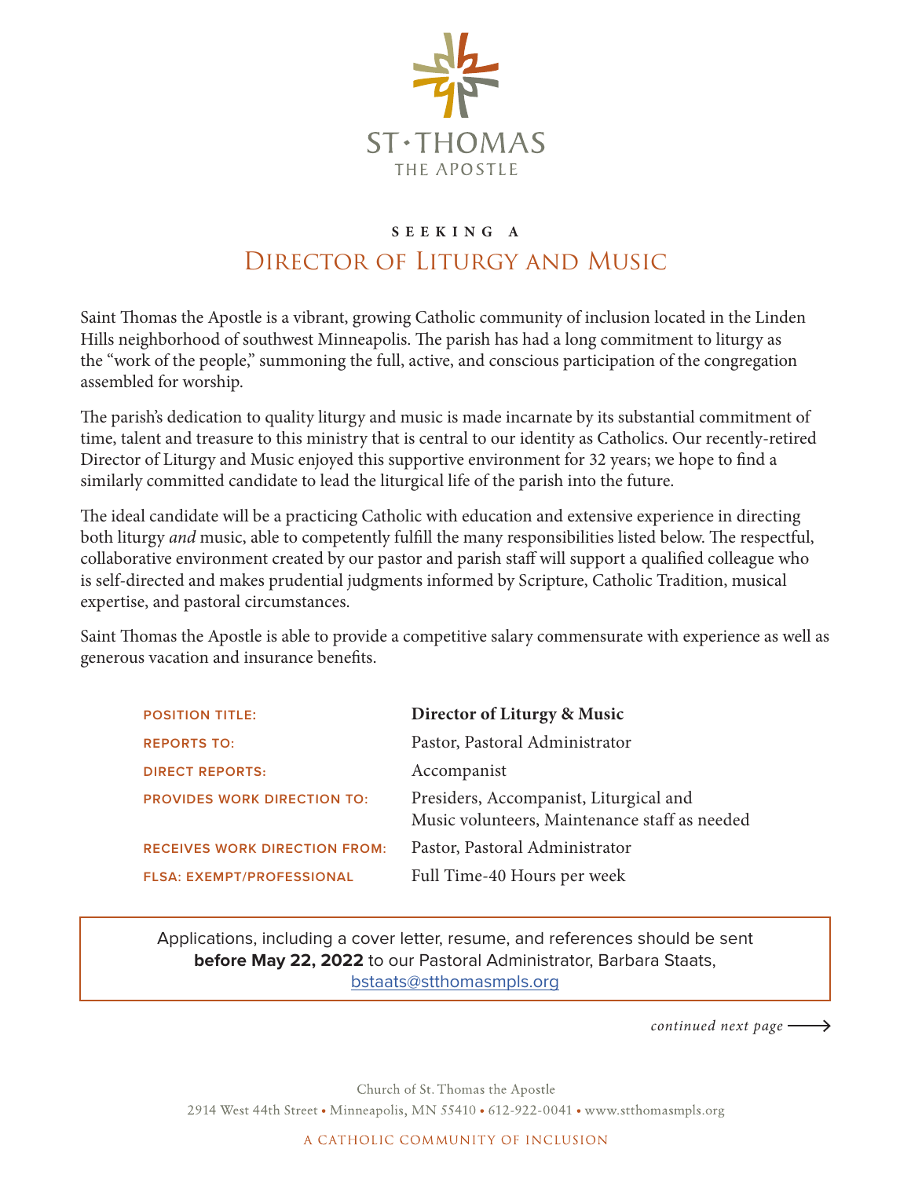ST·THOMAS
THE APOSTLE

SEEKING A

# Director of Liturgy and Music

Saint Thomas the Apostle is a vibrant, growing Catholic community of inclusion located in the Linden Hills neighborhood of southwest Minneapolis. The parish has had a long commitment to liturgy as the "work of the people," summoning the full, active, and conscious participation of the congregation assembled for worship.

The parish's dedication to quality liturgy and music is made incarnate by its substantial commitment of time, talent and treasure to this ministry that is central to our identity as Catholics. Our recently-retired Director of Liturgy and Music enjoyed this supportive environment for 32 years; we hope to find a similarly committed candidate to lead the liturgical life of the parish into the future.

The ideal candidate will be a practicing Catholic with education and extensive experience in directing both liturgy *and* music, able to competently fulfill the many responsibilities listed below. The respectful, collaborative environment created by our pastor and parish staff will support a qualified colleague who is self-directed and makes prudential judgments informed by Scripture, Catholic Tradition, musical expertise, and pastoral circumstances.

Saint Thomas the Apostle is able to provide a competitive salary commensurate with experience as well as generous vacation and insurance benefits.

| | |
|---|---|
| POSITION TITLE: | **Director of Liturgy & Music** |
| REPORTS TO: | Pastor, Pastoral Administrator |
| DIRECT REPORTS: | Accompanist |
| PROVIDES WORK DIRECTION TO: | Presiders, Accompanist, Liturgical and Music volunteers, Maintenance staff as needed |
| RECEIVES WORK DIRECTION FROM: | Pastor, Pastoral Administrator |
| FLSA: EXEMPT/PROFESSIONAL | Full Time-40 Hours per week |

Applications, including a cover letter, resume, and references should be sent **before May 22, 2022** to our Pastoral Administrator, Barbara Staats, bstaats@stthomasmpls.org

*continued next page* ⟶

Church of St. Thomas the Apostle
2914 West 44th Street • Minneapolis, MN 55410 • 612-922-0041 • www.stthomasmpls.org

A CATHOLIC COMMUNITY OF INCLUSION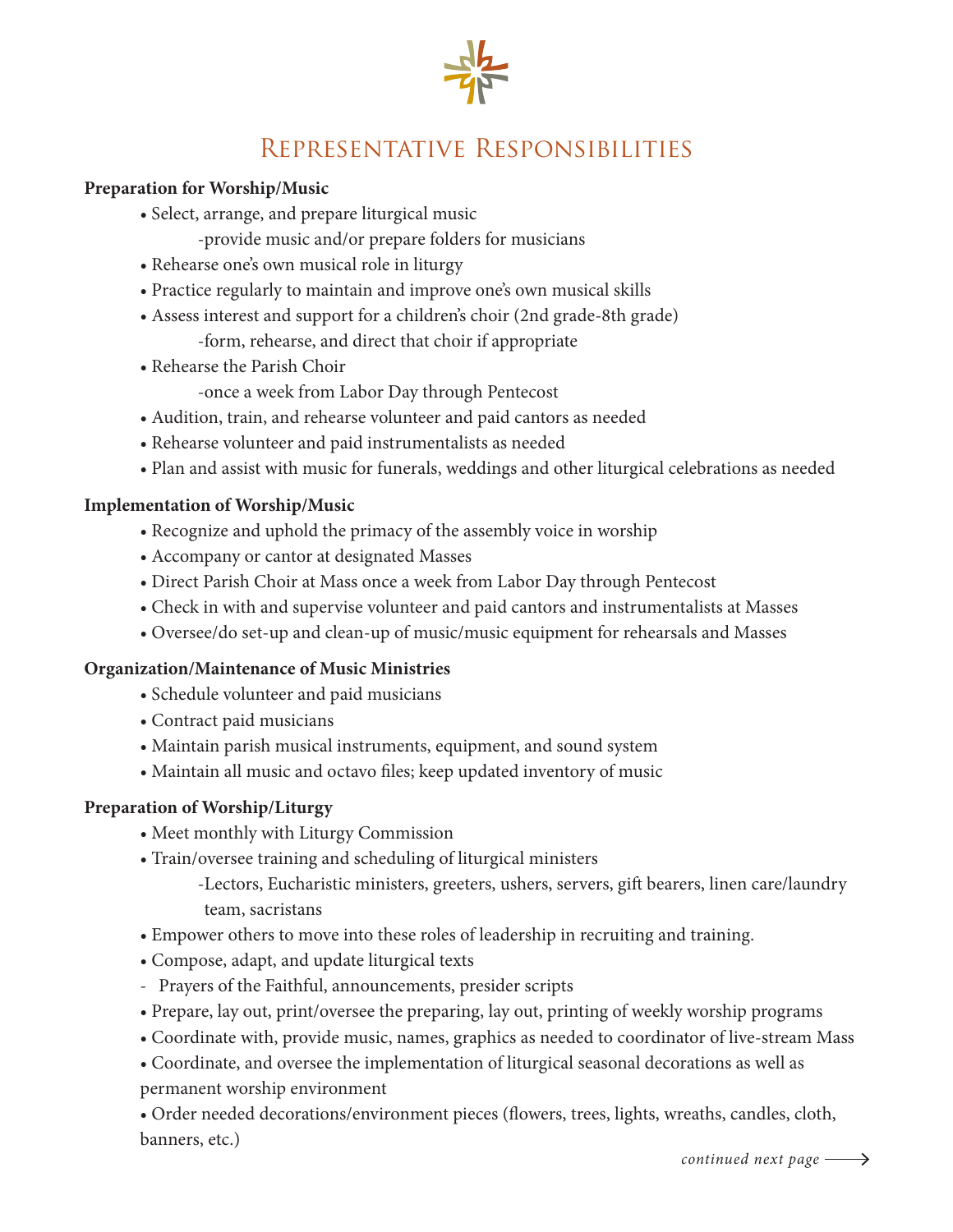# Representative Responsibilities

**Preparation for Worship/Music**

- Select, arrange, and prepare liturgical music
  - -provide music and/or prepare folders for musicians
- Rehearse one's own musical role in liturgy
- Practice regularly to maintain and improve one's own musical skills
- Assess interest and support for a children's choir (2nd grade-8th grade)
  - -form, rehearse, and direct that choir if appropriate
- Rehearse the Parish Choir
  - -once a week from Labor Day through Pentecost
- Audition, train, and rehearse volunteer and paid cantors as needed
- Rehearse volunteer and paid instrumentalists as needed
- Plan and assist with music for funerals, weddings and other liturgical celebrations as needed

**Implementation of Worship/Music**

- Recognize and uphold the primacy of the assembly voice in worship
- Accompany or cantor at designated Masses
- Direct Parish Choir at Mass once a week from Labor Day through Pentecost
- Check in with and supervise volunteer and paid cantors and instrumentalists at Masses
- Oversee/do set-up and clean-up of music/music equipment for rehearsals and Masses

**Organization/Maintenance of Music Ministries**

- Schedule volunteer and paid musicians
- Contract paid musicians
- Maintain parish musical instruments, equipment, and sound system
- Maintain all music and octavo files; keep updated inventory of music

**Preparation of Worship/Liturgy**

- Meet monthly with Liturgy Commission
- Train/oversee training and scheduling of liturgical ministers
  - -Lectors, Eucharistic ministers, greeters, ushers, servers, gift bearers, linen care/laundry team, sacristans
- Empower others to move into these roles of leadership in recruiting and training.
- Compose, adapt, and update liturgical texts
  - Prayers of the Faithful, announcements, presider scripts
- Prepare, lay out, print/oversee the preparing, lay out, printing of weekly worship programs
- Coordinate with, provide music, names, graphics as needed to coordinator of live-stream Mass
- Coordinate, and oversee the implementation of liturgical seasonal decorations as well as permanent worship environment
- Order needed decorations/environment pieces (flowers, trees, lights, wreaths, candles, cloth, banners, etc.)

*continued next page* ⟶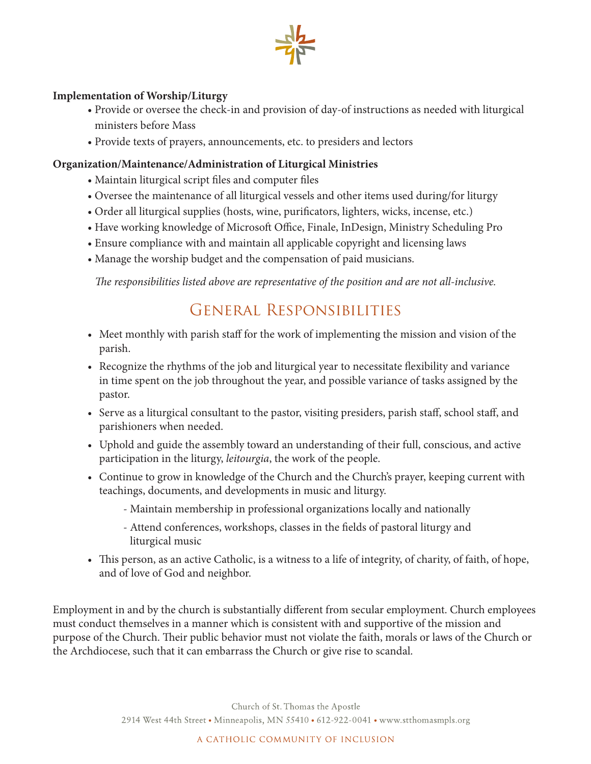**Implementation of Worship/Liturgy**

- Provide or oversee the check-in and provision of day-of instructions as needed with liturgical ministers before Mass
- Provide texts of prayers, announcements, etc. to presiders and lectors

**Organization/Maintenance/Administration of Liturgical Ministries**

- Maintain liturgical script files and computer files
- Oversee the maintenance of all liturgical vessels and other items used during/for liturgy
- Order all liturgical supplies (hosts, wine, purificators, lighters, wicks, incense, etc.)
- Have working knowledge of Microsoft Office, Finale, InDesign, Ministry Scheduling Pro
- Ensure compliance with and maintain all applicable copyright and licensing laws
- Manage the worship budget and the compensation of paid musicians.

*The responsibilities listed above are representative of the position and are not all-inclusive.*

## General Responsibilities

- Meet monthly with parish staff for the work of implementing the mission and vision of the parish.
- Recognize the rhythms of the job and liturgical year to necessitate flexibility and variance in time spent on the job throughout the year, and possible variance of tasks assigned by the pastor.
- Serve as a liturgical consultant to the pastor, visiting presiders, parish staff, school staff, and parishioners when needed.
- Uphold and guide the assembly toward an understanding of their full, conscious, and active participation in the liturgy, *leitourgia*, the work of the people.
- Continue to grow in knowledge of the Church and the Church's prayer, keeping current with teachings, documents, and developments in music and liturgy.
  - Maintain membership in professional organizations locally and nationally
  - Attend conferences, workshops, classes in the fields of pastoral liturgy and liturgical music
- This person, as an active Catholic, is a witness to a life of integrity, of charity, of faith, of hope, and of love of God and neighbor.

Employment in and by the church is substantially different from secular employment. Church employees must conduct themselves in a manner which is consistent with and supportive of the mission and purpose of the Church. Their public behavior must not violate the faith, morals or laws of the Church or the Archdiocese, such that it can embarrass the Church or give rise to scandal.

Church of St. Thomas the Apostle
2914 West 44th Street • Minneapolis, MN 55410 • 612-922-0041 • www.stthomasmpls.org

A CATHOLIC COMMUNITY OF INCLUSION